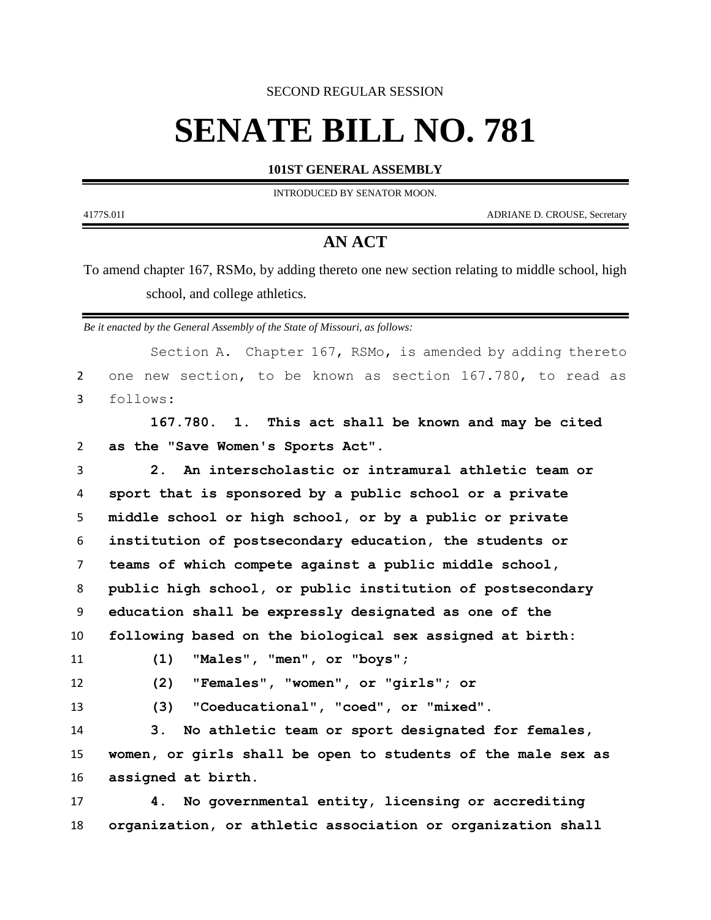SECOND REGULAR SESSION

# SENATE BILL NO. 781

**101ST GENERAL ASSEMBLY**

INTRODUCED BY SENATOR MOON.

4177S.01I ADRIANE D. CROUSE, Secretary

## AN ACT

To amend chapter 167, RSMo, by adding thereto one new section relating to middle school, high school, and college athletics.

*Be it enacted by the General Assembly of the State of Missouri, as follows:*

Section A. Chapter 167, RSMo, is amended by adding thereto one new section, to be known as section 167.780, to read as follows:

**167.780. 1. This act shall be known and may be cited as the "Save Women's Sports Act".**

**2. An interscholastic or intramural athletic team or sport that is sponsored by a public school or a private middle school or high school, or by a public or private institution of postsecondary education, the students or teams of which compete against a public middle school, public high school, or public institution of postsecondary education shall be expressly designated as one of the following based on the biological sex assigned at birth:**

**(1) "Males", "men", or "boys";**

**(2) "Females", "women", or "girls"; or**

**(3) "Coeducational", "coed", or "mixed".**

**3. No athletic team or sport designated for females, women, or girls shall be open to students of the male sex as assigned at birth.**

**4. No governmental entity, licensing or accrediting organization, or athletic association or organization shall**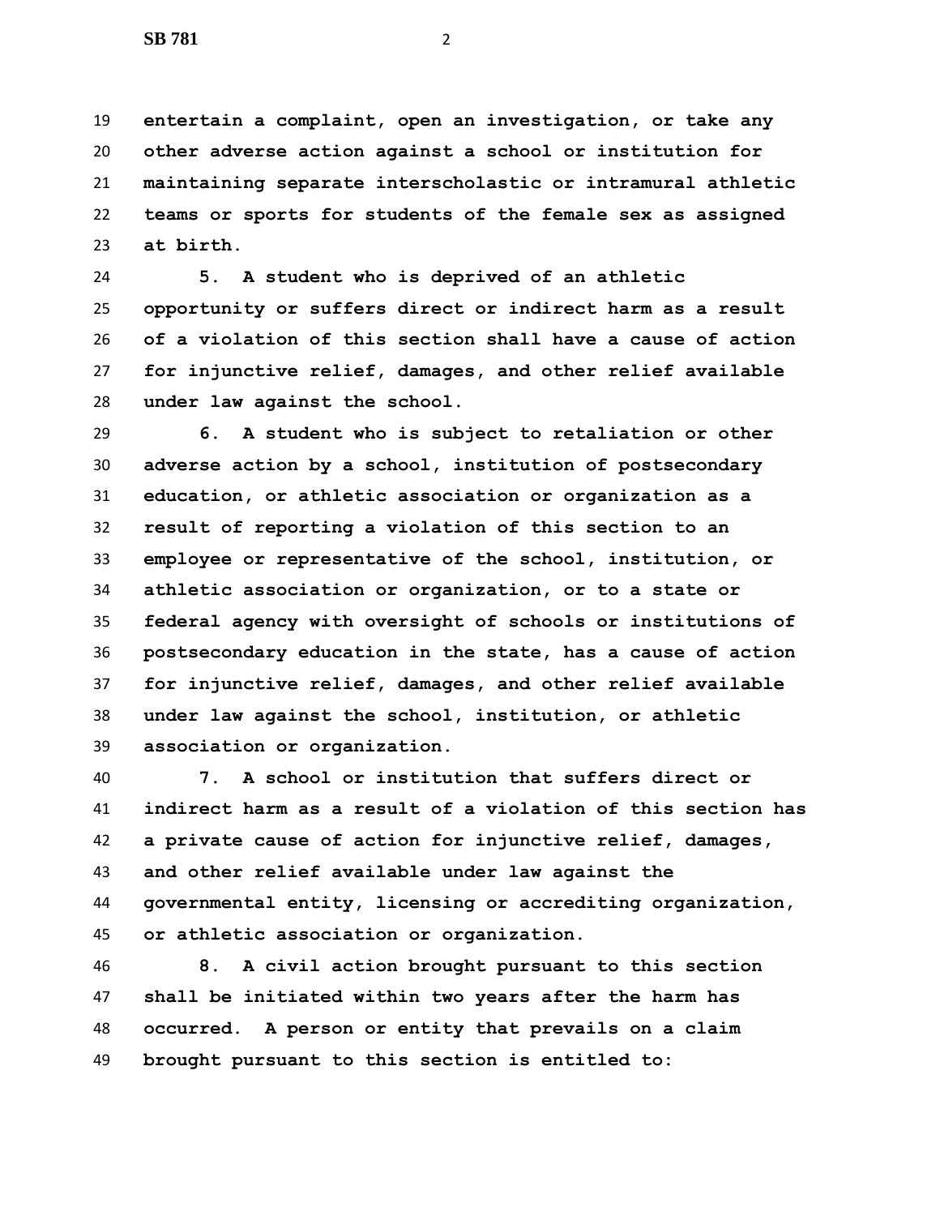**entertain a complaint, open an investigation, or take any other adverse action against a school or institution for maintaining separate interscholastic or intramural athletic teams or sports for students of the female sex as assigned at birth.**

**5. A student who is deprived of an athletic opportunity or suffers direct or indirect harm as a result of a violation of this section shall have a cause of action for injunctive relief, damages, and other relief available under law against the school.**

**6. A student who is subject to retaliation or other adverse action by a school, institution of postsecondary education, or athletic association or organization as a result of reporting a violation of this section to an employee or representative of the school, institution, or athletic association or organization, or to a state or federal agency with oversight of schools or institutions of postsecondary education in the state, has a cause of action for injunctive relief, damages, and other relief available under law against the school, institution, or athletic association or organization.**

**7. A school or institution that suffers direct or indirect harm as a result of a violation of this section has a private cause of action for injunctive relief, damages, and other relief available under law against the governmental entity, licensing or accrediting organization, or athletic association or organization.**

**8. A civil action brought pursuant to this section shall be initiated within two years after the harm has occurred. A person or entity that prevails on a claim brought pursuant to this section is entitled to:**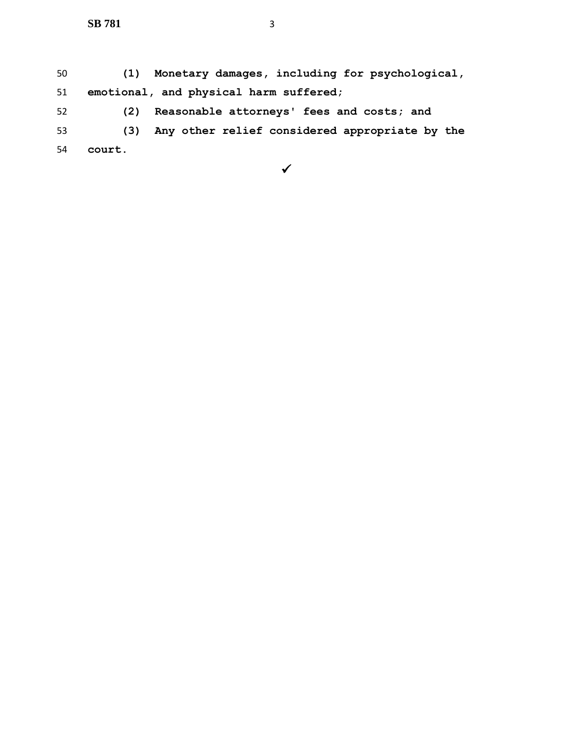**(1) Monetary damages, including for psychological, emotional, and physical harm suffered;**

**(2) Reasonable attorneys' fees and costs; and**

**(3) Any other relief considered appropriate by the court.**

✓